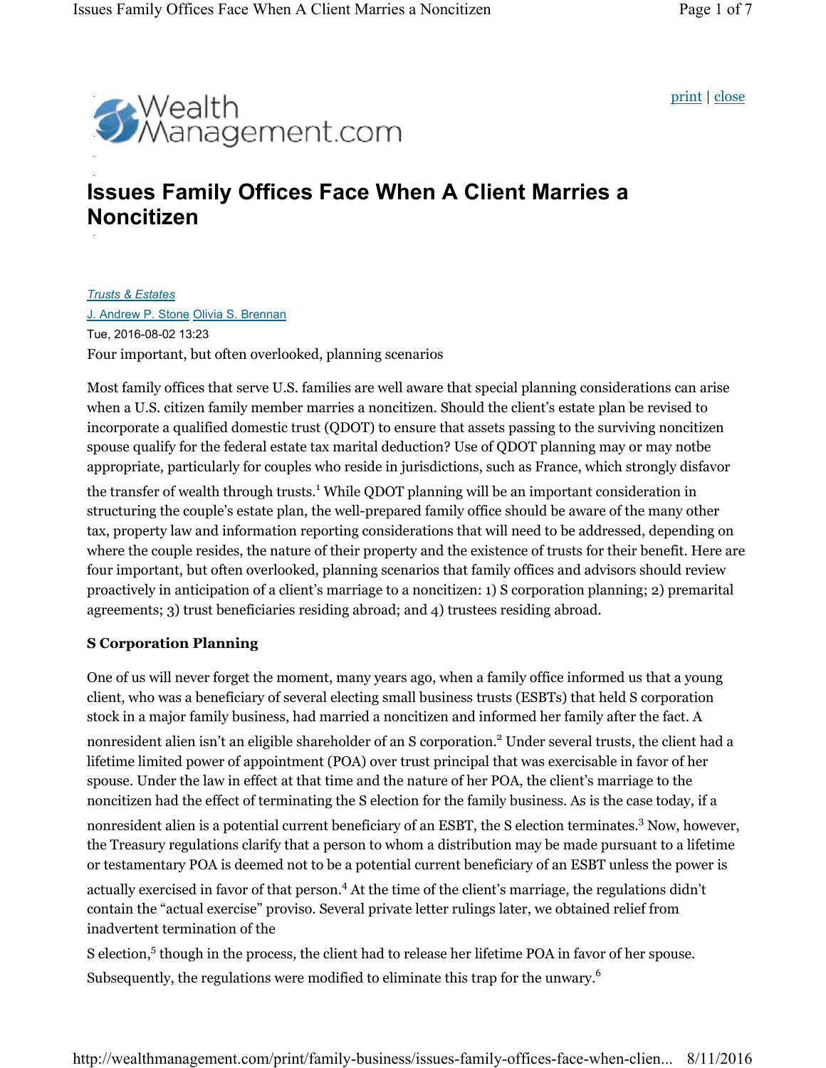# Issues Family Offices Face When A Client Marries a Noncitizen

Trusts & Estates

J. Andrew P. Stone Olivia S. Brennan

Tue, 2016-08-02 13:23

Four important, but often overlooked, planning scenarios

Most family offices that serve U.S. families are well aware that special planning considerations can arise when a U.S. citizen family member marries a noncitizen. Should the client's estate plan be revised to incorporate a qualified domestic trust (QDOT) to ensure that assets passing to the surviving noncitizen spouse qualify for the federal estate tax marital deduction? Use of QDOT planning may or may notbe appropriate, particularly for couples who reside in jurisdictions, such as France, which strongly disfavor the transfer of wealth through trusts.[1] While QDOT planning will be an important consideration in structuring the couple's estate plan, the well-prepared family office should be aware of the many other tax, property law and information reporting considerations that will need to be addressed, depending on where the couple resides, the nature of their property and the existence of trusts for their benefit. Here are four important, but often overlooked, planning scenarios that family offices and advisors should review proactively in anticipation of a client's marriage to a noncitizen: 1) S corporation planning; 2) premarital agreements; 3) trust beneficiaries residing abroad; and 4) trustees residing abroad.

**S Corporation Planning**

One of us will never forget the moment, many years ago, when a family office informed us that a young client, who was a beneficiary of several electing small business trusts (ESBTs) that held S corporation stock in a major family business, had married a noncitizen and informed her family after the fact. A nonresident alien isn't an eligible shareholder of an S corporation.[2] Under several trusts, the client had a lifetime limited power of appointment (POA) over trust principal that was exercisable in favor of her spouse. Under the law in effect at that time and the nature of her POA, the client's marriage to the noncitizen had the effect of terminating the S election for the family business. As is the case today, if a nonresident alien is a potential current beneficiary of an ESBT, the S election terminates.[3] Now, however, the Treasury regulations clarify that a person to whom a distribution may be made pursuant to a lifetime or testamentary POA is deemed not to be a potential current beneficiary of an ESBT unless the power is actually exercised in favor of that person.[4] At the time of the client's marriage, the regulations didn't contain the "actual exercise" proviso. Several private letter rulings later, we obtained relief from inadvertent termination of the S election,[5] though in the process, the client had to release her lifetime POA in favor of her spouse. Subsequently, the regulations were modified to eliminate this trap for the unwary.[6]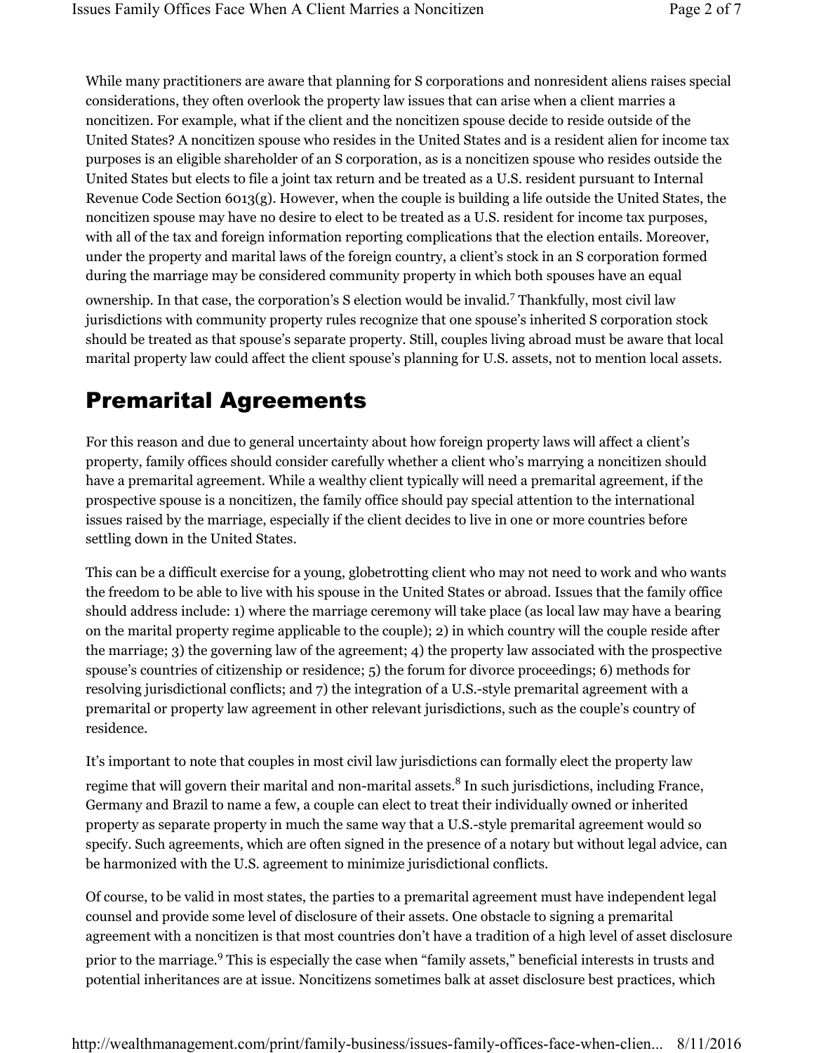While many practitioners are aware that planning for S corporations and nonresident aliens raises special considerations, they often overlook the property law issues that can arise when a client marries a noncitizen. For example, what if the client and the noncitizen spouse decide to reside outside of the United States? A noncitizen spouse who resides in the United States and is a resident alien for income tax purposes is an eligible shareholder of an S corporation, as is a noncitizen spouse who resides outside the United States but elects to file a joint tax return and be treated as a U.S. resident pursuant to Internal Revenue Code Section 6013(g). However, when the couple is building a life outside the United States, the noncitizen spouse may have no desire to elect to be treated as a U.S. resident for income tax purposes, with all of the tax and foreign information reporting complications that the election entails. Moreover, under the property and marital laws of the foreign country, a client's stock in an S corporation formed during the marriage may be considered community property in which both spouses have an equal ownership. In that case, the corporation's S election would be invalid.[7] Thankfully, most civil law jurisdictions with community property rules recognize that one spouse's inherited S corporation stock should be treated as that spouse's separate property. Still, couples living abroad must be aware that local marital property law could affect the client spouse's planning for U.S. assets, not to mention local assets.

## Premarital Agreements

For this reason and due to general uncertainty about how foreign property laws will affect a client's property, family offices should consider carefully whether a client who's marrying a noncitizen should have a premarital agreement. While a wealthy client typically will need a premarital agreement, if the prospective spouse is a noncitizen, the family office should pay special attention to the international issues raised by the marriage, especially if the client decides to live in one or more countries before settling down in the United States.

This can be a difficult exercise for a young, globetrotting client who may not need to work and who wants the freedom to be able to live with his spouse in the United States or abroad. Issues that the family office should address include: 1) where the marriage ceremony will take place (as local law may have a bearing on the marital property regime applicable to the couple); 2) in which country will the couple reside after the marriage; 3) the governing law of the agreement; 4) the property law associated with the prospective spouse's countries of citizenship or residence; 5) the forum for divorce proceedings; 6) methods for resolving jurisdictional conflicts; and 7) the integration of a U.S.-style premarital agreement with a premarital or property law agreement in other relevant jurisdictions, such as the couple's country of residence.

It's important to note that couples in most civil law jurisdictions can formally elect the property law regime that will govern their marital and non-marital assets.[8] In such jurisdictions, including France, Germany and Brazil to name a few, a couple can elect to treat their individually owned or inherited property as separate property in much the same way that a U.S.-style premarital agreement would so specify. Such agreements, which are often signed in the presence of a notary but without legal advice, can be harmonized with the U.S. agreement to minimize jurisdictional conflicts.

Of course, to be valid in most states, the parties to a premarital agreement must have independent legal counsel and provide some level of disclosure of their assets. One obstacle to signing a premarital agreement with a noncitizen is that most countries don't have a tradition of a high level of asset disclosure prior to the marriage.[9] This is especially the case when "family assets," beneficial interests in trusts and potential inheritances are at issue. Noncitizens sometimes balk at asset disclosure best practices, which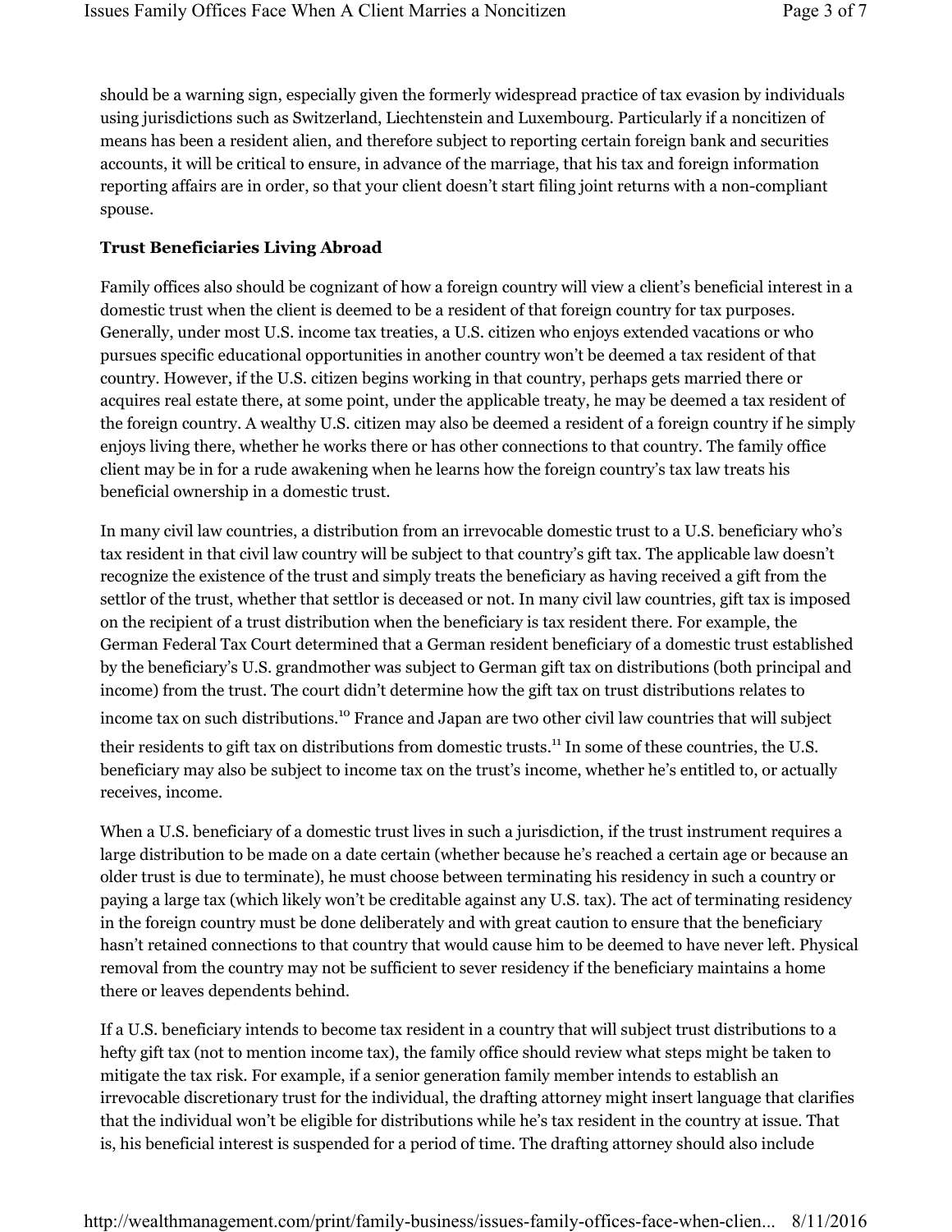should be a warning sign, especially given the formerly widespread practice of tax evasion by individuals using jurisdictions such as Switzerland, Liechtenstein and Luxembourg. Particularly if a noncitizen of means has been a resident alien, and therefore subject to reporting certain foreign bank and securities accounts, it will be critical to ensure, in advance of the marriage, that his tax and foreign information reporting affairs are in order, so that your client doesn't start filing joint returns with a non-compliant spouse.

**Trust Beneficiaries Living Abroad**

Family offices also should be cognizant of how a foreign country will view a client's beneficial interest in a domestic trust when the client is deemed to be a resident of that foreign country for tax purposes. Generally, under most U.S. income tax treaties, a U.S. citizen who enjoys extended vacations or who pursues specific educational opportunities in another country won't be deemed a tax resident of that country. However, if the U.S. citizen begins working in that country, perhaps gets married there or acquires real estate there, at some point, under the applicable treaty, he may be deemed a tax resident of the foreign country. A wealthy U.S. citizen may also be deemed a resident of a foreign country if he simply enjoys living there, whether he works there or has other connections to that country. The family office client may be in for a rude awakening when he learns how the foreign country's tax law treats his beneficial ownership in a domestic trust.

In many civil law countries, a distribution from an irrevocable domestic trust to a U.S. beneficiary who's tax resident in that civil law country will be subject to that country's gift tax. The applicable law doesn't recognize the existence of the trust and simply treats the beneficiary as having received a gift from the settlor of the trust, whether that settlor is deceased or not. In many civil law countries, gift tax is imposed on the recipient of a trust distribution when the beneficiary is tax resident there. For example, the German Federal Tax Court determined that a German resident beneficiary of a domestic trust established by the beneficiary's U.S. grandmother was subject to German gift tax on distributions (both principal and income) from the trust. The court didn't determine how the gift tax on trust distributions relates to income tax on such distributions.[10] France and Japan are two other civil law countries that will subject their residents to gift tax on distributions from domestic trusts.[11] In some of these countries, the U.S. beneficiary may also be subject to income tax on the trust's income, whether he's entitled to, or actually receives, income.

When a U.S. beneficiary of a domestic trust lives in such a jurisdiction, if the trust instrument requires a large distribution to be made on a date certain (whether because he's reached a certain age or because an older trust is due to terminate), he must choose between terminating his residency in such a country or paying a large tax (which likely won't be creditable against any U.S. tax). The act of terminating residency in the foreign country must be done deliberately and with great caution to ensure that the beneficiary hasn't retained connections to that country that would cause him to be deemed to have never left. Physical removal from the country may not be sufficient to sever residency if the beneficiary maintains a home there or leaves dependents behind.

If a U.S. beneficiary intends to become tax resident in a country that will subject trust distributions to a hefty gift tax (not to mention income tax), the family office should review what steps might be taken to mitigate the tax risk. For example, if a senior generation family member intends to establish an irrevocable discretionary trust for the individual, the drafting attorney might insert language that clarifies that the individual won't be eligible for distributions while he's tax resident in the country at issue. That is, his beneficial interest is suspended for a period of time. The drafting attorney should also include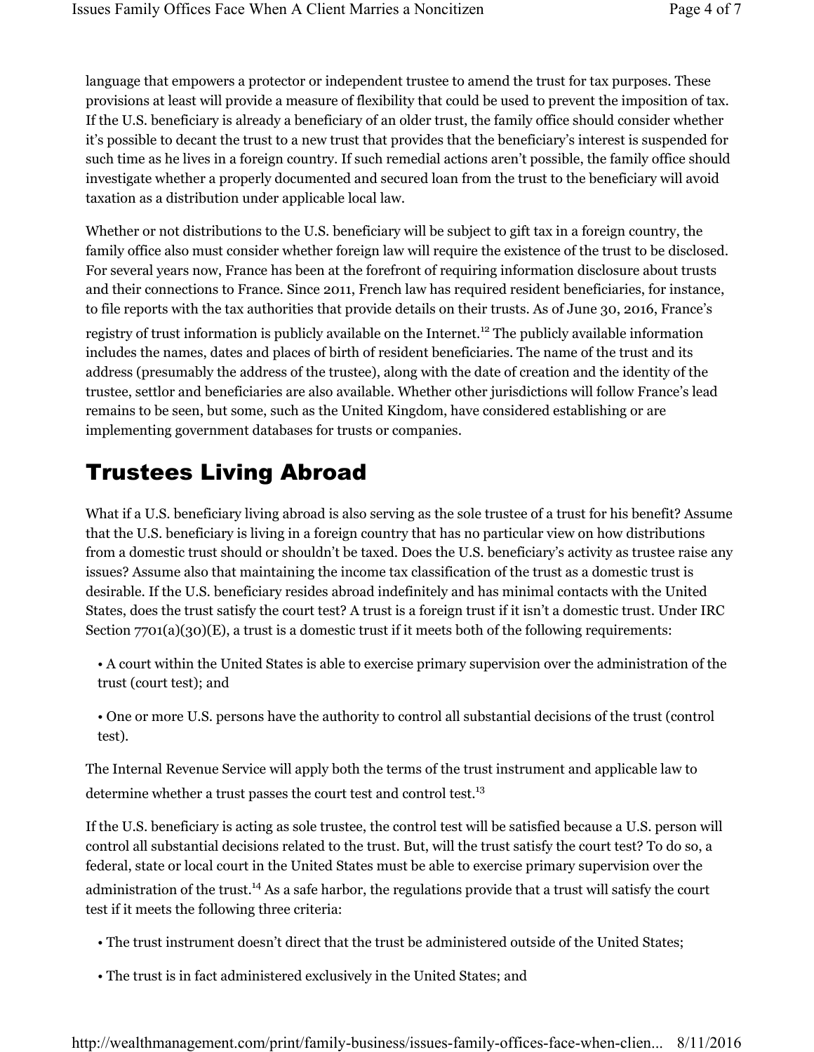language that empowers a protector or independent trustee to amend the trust for tax purposes. These provisions at least will provide a measure of flexibility that could be used to prevent the imposition of tax. If the U.S. beneficiary is already a beneficiary of an older trust, the family office should consider whether it's possible to decant the trust to a new trust that provides that the beneficiary's interest is suspended for such time as he lives in a foreign country. If such remedial actions aren't possible, the family office should investigate whether a properly documented and secured loan from the trust to the beneficiary will avoid taxation as a distribution under applicable local law.

Whether or not distributions to the U.S. beneficiary will be subject to gift tax in a foreign country, the family office also must consider whether foreign law will require the existence of the trust to be disclosed. For several years now, France has been at the forefront of requiring information disclosure about trusts and their connections to France. Since 2011, French law has required resident beneficiaries, for instance, to file reports with the tax authorities that provide details on their trusts. As of June 30, 2016, France's registry of trust information is publicly available on the Internet.[12] The publicly available information includes the names, dates and places of birth of resident beneficiaries. The name of the trust and its address (presumably the address of the trustee), along with the date of creation and the identity of the trustee, settlor and beneficiaries are also available. Whether other jurisdictions will follow France's lead remains to be seen, but some, such as the United Kingdom, have considered establishing or are implementing government databases for trusts or companies.

## Trustees Living Abroad

What if a U.S. beneficiary living abroad is also serving as the sole trustee of a trust for his benefit? Assume that the U.S. beneficiary is living in a foreign country that has no particular view on how distributions from a domestic trust should or shouldn't be taxed. Does the U.S. beneficiary's activity as trustee raise any issues? Assume also that maintaining the income tax classification of the trust as a domestic trust is desirable. If the U.S. beneficiary resides abroad indefinitely and has minimal contacts with the United States, does the trust satisfy the court test? A trust is a foreign trust if it isn't a domestic trust. Under IRC Section 7701(a)(30)(E), a trust is a domestic trust if it meets both of the following requirements:

- A court within the United States is able to exercise primary supervision over the administration of the trust (court test); and
- One or more U.S. persons have the authority to control all substantial decisions of the trust (control test).

The Internal Revenue Service will apply both the terms of the trust instrument and applicable law to determine whether a trust passes the court test and control test.[13]

If the U.S. beneficiary is acting as sole trustee, the control test will be satisfied because a U.S. person will control all substantial decisions related to the trust. But, will the trust satisfy the court test? To do so, a federal, state or local court in the United States must be able to exercise primary supervision over the administration of the trust.[14] As a safe harbor, the regulations provide that a trust will satisfy the court test if it meets the following three criteria:

- The trust instrument doesn't direct that the trust be administered outside of the United States;
- The trust is in fact administered exclusively in the United States; and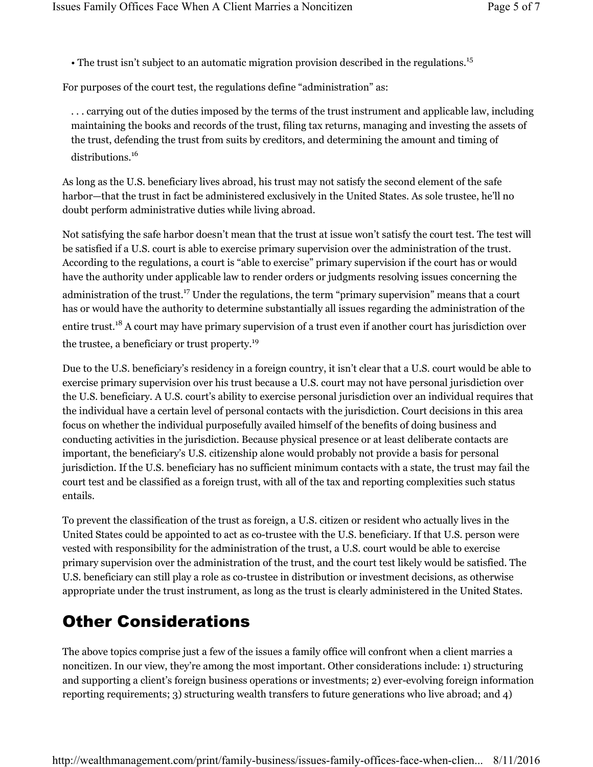- The trust isn't subject to an automatic migration provision described in the regulations.[15]

For purposes of the court test, the regulations define "administration" as:

> . . . carrying out of the duties imposed by the terms of the trust instrument and applicable law, including maintaining the books and records of the trust, filing tax returns, managing and investing the assets of the trust, defending the trust from suits by creditors, and determining the amount and timing of distributions.[16]

As long as the U.S. beneficiary lives abroad, his trust may not satisfy the second element of the safe harbor—that the trust in fact be administered exclusively in the United States. As sole trustee, he'll no doubt perform administrative duties while living abroad.

Not satisfying the safe harbor doesn't mean that the trust at issue won't satisfy the court test. The test will be satisfied if a U.S. court is able to exercise primary supervision over the administration of the trust. According to the regulations, a court is "able to exercise" primary supervision if the court has or would have the authority under applicable law to render orders or judgments resolving issues concerning the administration of the trust.[17] Under the regulations, the term "primary supervision" means that a court has or would have the authority to determine substantially all issues regarding the administration of the entire trust.[18] A court may have primary supervision of a trust even if another court has jurisdiction over the trustee, a beneficiary or trust property.[19]

Due to the U.S. beneficiary's residency in a foreign country, it isn't clear that a U.S. court would be able to exercise primary supervision over his trust because a U.S. court may not have personal jurisdiction over the U.S. beneficiary. A U.S. court's ability to exercise personal jurisdiction over an individual requires that the individual have a certain level of personal contacts with the jurisdiction. Court decisions in this area focus on whether the individual purposefully availed himself of the benefits of doing business and conducting activities in the jurisdiction. Because physical presence or at least deliberate contacts are important, the beneficiary's U.S. citizenship alone would probably not provide a basis for personal jurisdiction. If the U.S. beneficiary has no sufficient minimum contacts with a state, the trust may fail the court test and be classified as a foreign trust, with all of the tax and reporting complexities such status entails.

To prevent the classification of the trust as foreign, a U.S. citizen or resident who actually lives in the United States could be appointed to act as co-trustee with the U.S. beneficiary. If that U.S. person were vested with responsibility for the administration of the trust, a U.S. court would be able to exercise primary supervision over the administration of the trust, and the court test likely would be satisfied. The U.S. beneficiary can still play a role as co-trustee in distribution or investment decisions, as otherwise appropriate under the trust instrument, as long as the trust is clearly administered in the United States.

## Other Considerations

The above topics comprise just a few of the issues a family office will confront when a client marries a noncitizen. In our view, they're among the most important. Other considerations include: 1) structuring and supporting a client's foreign business operations or investments; 2) ever-evolving foreign information reporting requirements; 3) structuring wealth transfers to future generations who live abroad; and 4)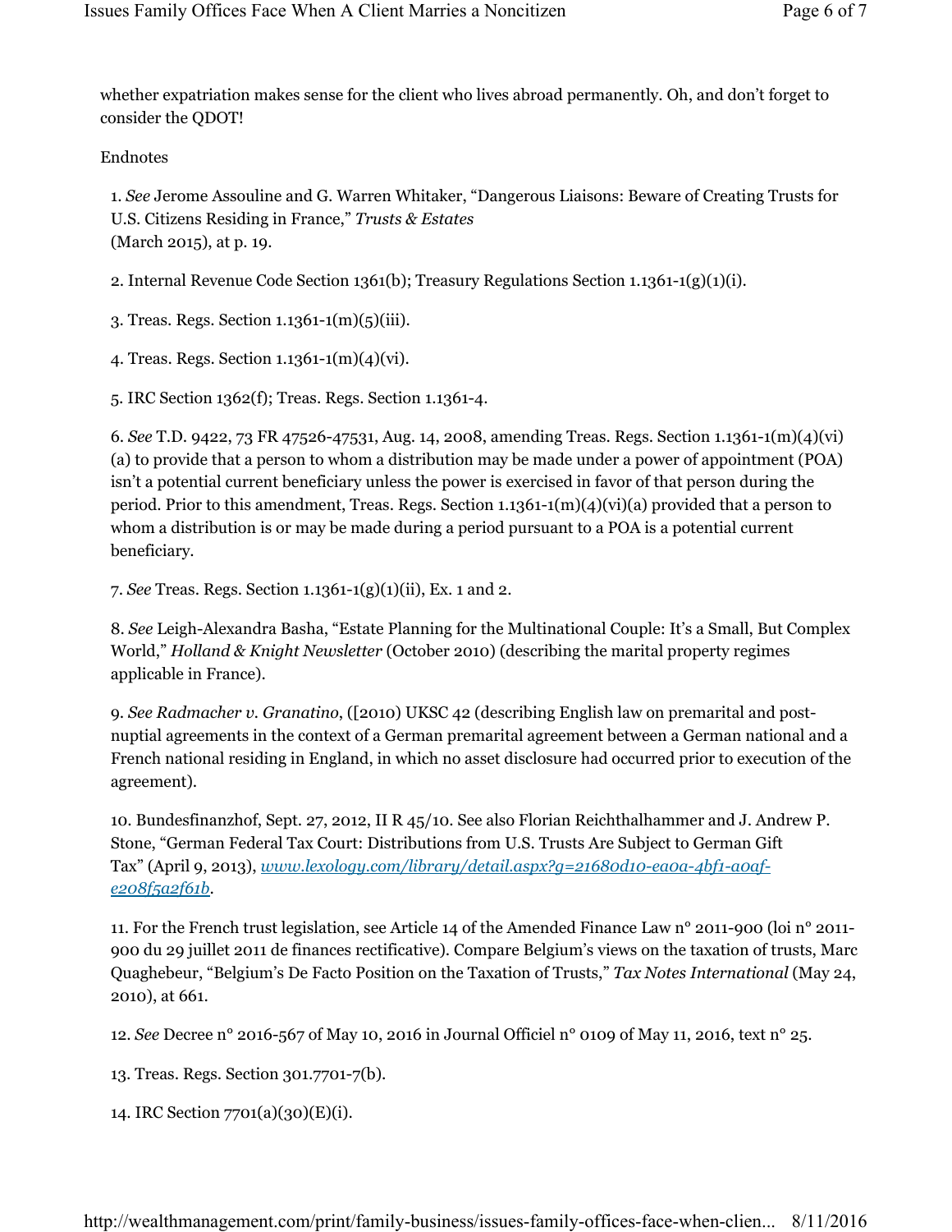whether expatriation makes sense for the client who lives abroad permanently. Oh, and don't forget to consider the QDOT!

Endnotes

1. *See* Jerome Assouline and G. Warren Whitaker, "Dangerous Liaisons: Beware of Creating Trusts for U.S. Citizens Residing in France," *Trusts & Estates* (March 2015), at p. 19.

2. Internal Revenue Code Section 1361(b); Treasury Regulations Section 1.1361-1(g)(1)(i).

3. Treas. Regs. Section 1.1361-1(m)(5)(iii).

4. Treas. Regs. Section 1.1361-1(m)(4)(vi).

5. IRC Section 1362(f); Treas. Regs. Section 1.1361-4.

6. *See* T.D. 9422, 73 FR 47526-47531, Aug. 14, 2008, amending Treas. Regs. Section 1.1361-1(m)(4)(vi)(a) to provide that a person to whom a distribution may be made under a power of appointment (POA) isn't a potential current beneficiary unless the power is exercised in favor of that person during the period. Prior to this amendment, Treas. Regs. Section 1.1361-1(m)(4)(vi)(a) provided that a person to whom a distribution is or may be made during a period pursuant to a POA is a potential current beneficiary.

7. *See* Treas. Regs. Section 1.1361-1(g)(1)(ii), Ex. 1 and 2.

8. *See* Leigh-Alexandra Basha, "Estate Planning for the Multinational Couple: It's a Small, But Complex World," *Holland & Knight Newsletter* (October 2010) (describing the marital property regimes applicable in France).

9. *See Radmacher v. Granatino*, ([2010) UKSC 42 (describing English law on premarital and post-nuptial agreements in the context of a German premarital agreement between a German national and a French national residing in England, in which no asset disclosure had occurred prior to execution of the agreement).

10. Bundesfinanzhof, Sept. 27, 2012, II R 45/10. See also Florian Reichthalhammer and J. Andrew P. Stone, "German Federal Tax Court: Distributions from U.S. Trusts Are Subject to German Gift Tax" (April 9, 2013), *www.lexology.com/library/detail.aspx?g=21680d10-ea0a-4bf1-a0af-e208f5a2f61b*.

11. For the French trust legislation, see Article 14 of the Amended Finance Law n° 2011-900 (loi n° 2011-900 du 29 juillet 2011 de finances rectificative). Compare Belgium's views on the taxation of trusts, Marc Quaghebeur, "Belgium's De Facto Position on the Taxation of Trusts," *Tax Notes International* (May 24, 2010), at 661.

12. *See* Decree n° 2016-567 of May 10, 2016 in Journal Officiel n° 0109 of May 11, 2016, text n° 25.

13. Treas. Regs. Section 301.7701-7(b).

14. IRC Section 7701(a)(30)(E)(i).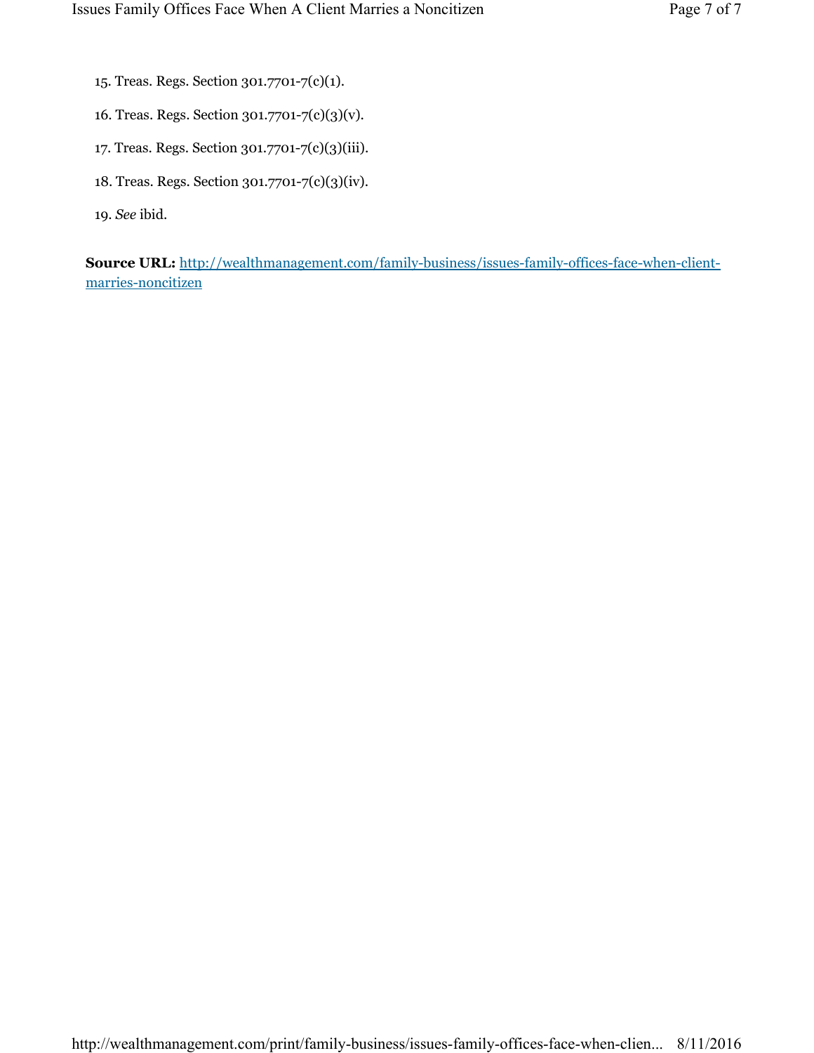15. Treas. Regs. Section 301.7701-7(c)(1).

16. Treas. Regs. Section 301.7701-7(c)(3)(v).

17. Treas. Regs. Section 301.7701-7(c)(3)(iii).

18. Treas. Regs. Section 301.7701-7(c)(3)(iv).

19. *See* ibid.

**Source URL:** http://wealthmanagement.com/family-business/issues-family-offices-face-when-client-marries-noncitizen